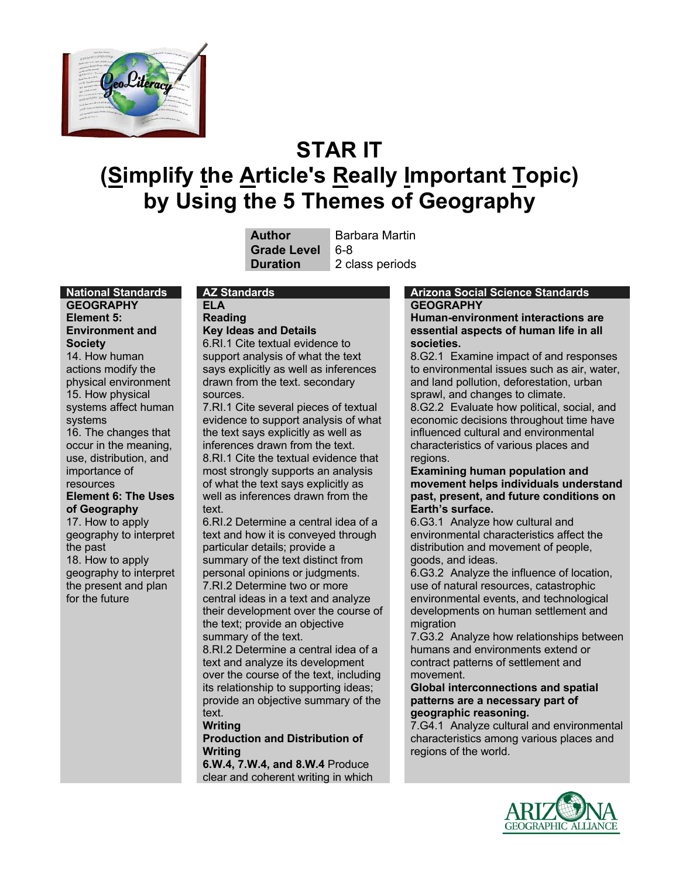# STAR IT
# (Simplify the Article's Really Important Topic) by Using the 5 Themes of Geography

| | |
|---|---|
| **Author** | Barbara Martin |
| **Grade Level** | 6-8 |
| **Duration** | 2 class periods |

### National Standards

**GEOGRAPHY**

**Element 5: Environment and Society**

14. How human actions modify the physical environment
15. How physical systems affect human systems
16. The changes that occur in the meaning, use, distribution, and importance of resources

**Element 6: The Uses of Geography**

17. How to apply geography to interpret the past
18. How to apply geography to interpret the present and plan for the future

### AZ Standards

**ELA**

**Reading**

**Key Ideas and Details**

6.RI.1 Cite textual evidence to support analysis of what the text says explicitly as well as inferences drawn from the text. secondary sources.

7.RI.1 Cite several pieces of textual evidence to support analysis of what the text says explicitly as well as inferences drawn from the text.

8.RI.1 Cite the textual evidence that most strongly supports an analysis of what the text says explicitly as well as inferences drawn from the text.

6.RI.2 Determine a central idea of a text and how it is conveyed through particular details; provide a summary of the text distinct from personal opinions or judgments.

7.RI.2 Determine two or more central ideas in a text and analyze their development over the course of the text; provide an objective summary of the text.

8.RI.2 Determine a central idea of a text and analyze its development over the course of the text, including its relationship to supporting ideas; provide an objective summary of the text.

**Writing**

**Production and Distribution of Writing**

**6.W.4, 7.W.4, and 8.W.4** Produce clear and coherent writing in which

### Arizona Social Science Standards

**GEOGRAPHY**

**Human-environment interactions are essential aspects of human life in all societies.**

8.G2.1 Examine impact of and responses to environmental issues such as air, water, and land pollution, deforestation, urban sprawl, and changes to climate.

8.G2.2 Evaluate how political, social, and economic decisions throughout time have influenced cultural and environmental characteristics of various places and regions.

**Examining human population and movement helps individuals understand past, present, and future conditions on Earth's surface.**

6.G3.1 Analyze how cultural and environmental characteristics affect the distribution and movement of people, goods, and ideas.

6.G3.2 Analyze the influence of location, use of natural resources, catastrophic environmental events, and technological developments on human settlement and migration

7.G3.2 Analyze how relationships between humans and environments extend or contract patterns of settlement and movement.

**Global interconnections and spatial patterns are a necessary part of geographic reasoning.**

7.G4.1 Analyze cultural and environmental characteristics among various places and regions of the world.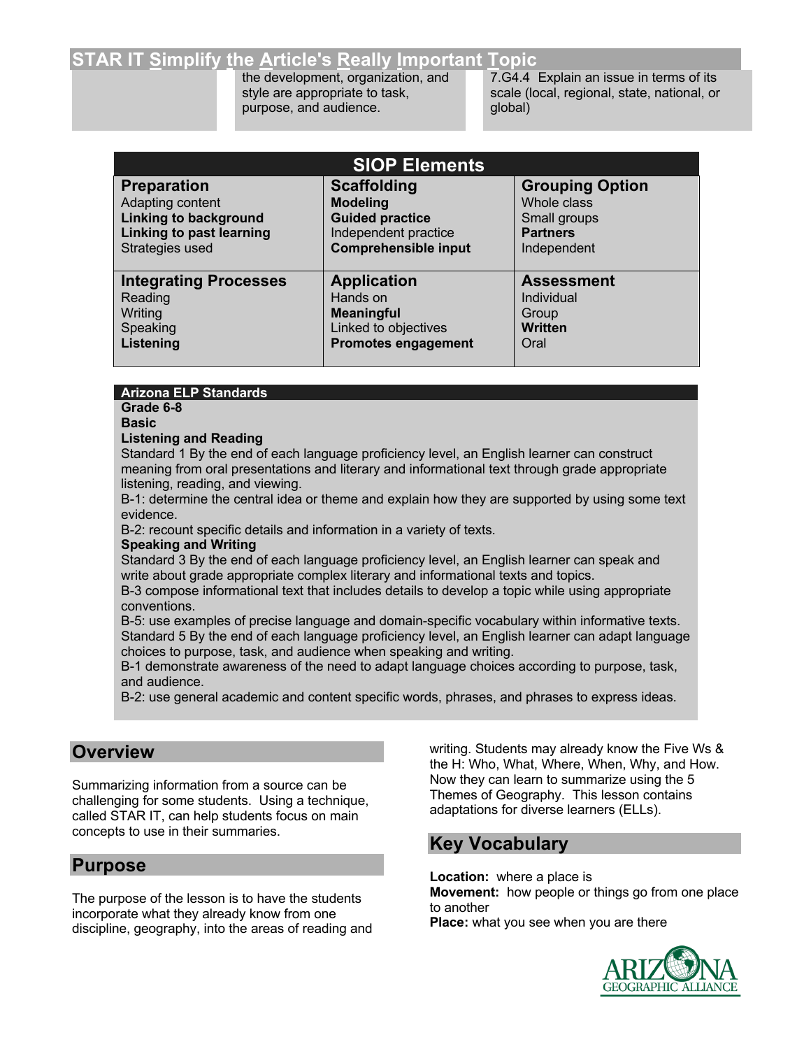# STAR IT Simplify the Article's Really Important Topic

| | | |
|---|---|---|
| | the development, organization, and style are appropriate to task, purpose, and audience. | 7.G4.4 Explain an issue in terms of its scale (local, regional, state, national, or global) |

| SIOP Elements | | |
|---|---|---|
| **Preparation**<br>Adapting content<br>**Linking to background**<br>**Linking to past learning**<br>Strategies used | **Scaffolding**<br>**Modeling**<br>**Guided practice**<br>Independent practice<br>**Comprehensible input** | **Grouping Option**<br>Whole class<br>Small groups<br>**Partners**<br>Independent |
| **Integrating Processes**<br>Reading<br>Writing<br>Speaking<br>**Listening** | **Application**<br>Hands on<br>**Meaningful**<br>Linked to objectives<br>**Promotes engagement** | **Assessment**<br>Individual<br>Group<br>**Written**<br>Oral |

**Arizona ELP Standards**
**Grade 6-8**
**Basic**
**Listening and Reading**
Standard 1 By the end of each language proficiency level, an English learner can construct meaning from oral presentations and literary and informational text through grade appropriate listening, reading, and viewing.
B-1: determine the central idea or theme and explain how they are supported by using some text evidence.
B-2: recount specific details and information in a variety of texts.
**Speaking and Writing**
Standard 3 By the end of each language proficiency level, an English learner can speak and write about grade appropriate complex literary and informational texts and topics.
B-3 compose informational text that includes details to develop a topic while using appropriate conventions.
B-5: use examples of precise language and domain-specific vocabulary within informative texts.
Standard 5 By the end of each language proficiency level, an English learner can adapt language choices to purpose, task, and audience when speaking and writing.
B-1 demonstrate awareness of the need to adapt language choices according to purpose, task, and audience.
B-2: use general academic and content specific words, phrases, and phrases to express ideas.

## Overview

Summarizing information from a source can be challenging for some students. Using a technique, called STAR IT, can help students focus on main concepts to use in their summaries.

## Purpose

The purpose of the lesson is to have the students incorporate what they already know from one discipline, geography, into the areas of reading and writing. Students may already know the Five Ws & the H: Who, What, Where, When, Why, and How. Now they can learn to summarize using the 5 Themes of Geography. This lesson contains adaptations for diverse learners (ELLs).

## Key Vocabulary

**Location:** where a place is
**Movement:** how people or things go from one place to another
**Place:** what you see when you are there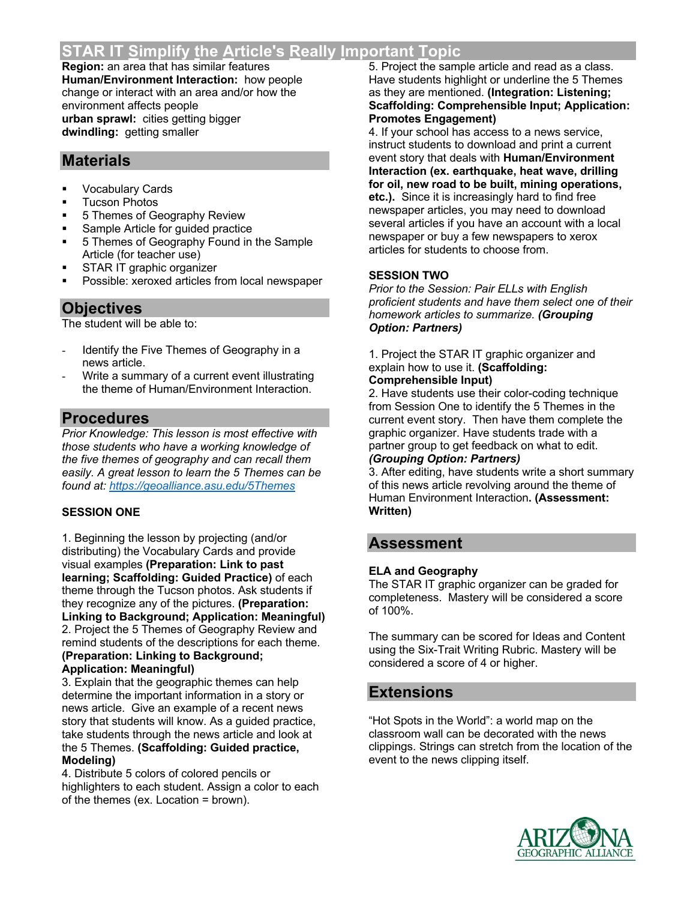## STAR IT Simplify the Article's Really Important Topic

**Region:** an area that has similar features
**Human/Environment Interaction:** how people change or interact with an area and/or how the environment affects people
**urban sprawl:** cities getting bigger
**dwindling:** getting smaller

## Materials

- Vocabulary Cards
- Tucson Photos
- 5 Themes of Geography Review
- Sample Article for guided practice
- 5 Themes of Geography Found in the Sample Article (for teacher use)
- STAR IT graphic organizer
- Possible: xeroxed articles from local newspaper

## Objectives

The student will be able to:

- Identify the Five Themes of Geography in a news article.
- Write a summary of a current event illustrating the theme of Human/Environment Interaction.

## Procedures

*Prior Knowledge: This lesson is most effective with those students who have a working knowledge of the five themes of geography and can recall them easily. A great lesson to learn the 5 Themes can be found at: [https://geoalliance.asu.edu/5Themes](https://geoalliance.asu.edu/5Themes)*

**SESSION ONE**

1. Beginning the lesson by projecting (and/or distributing) the Vocabulary Cards and provide visual examples **(Preparation: Link to past learning; Scaffolding: Guided Practice)** of each theme through the Tucson photos. Ask students if they recognize any of the pictures. **(Preparation: Linking to Background; Application: Meaningful)**
2. Project the 5 Themes of Geography Review and remind students of the descriptions for each theme. **(Preparation: Linking to Background; Application: Meaningful)**
3. Explain that the geographic themes can help determine the important information in a story or news article. Give an example of a recent news story that students will know. As a guided practice, take students through the news article and look at the 5 Themes. **(Scaffolding: Guided practice, Modeling)**
4. Distribute 5 colors of colored pencils or highlighters to each student. Assign a color to each of the themes (ex. Location = brown).
5. Project the sample article and read as a class. Have students highlight or underline the 5 Themes as they are mentioned. **(Integration: Listening; Scaffolding: Comprehensible Input; Application: Promotes Engagement)**
4. If your school has access to a news service, instruct students to download and print a current event story that deals with **Human/Environment Interaction (ex. earthquake, heat wave, drilling for oil, new road to be built, mining operations, etc.).** Since it is increasingly hard to find free newspaper articles, you may need to download several articles if you have an account with a local newspaper or buy a few newspapers to xerox articles for students to choose from.

**SESSION TWO**

*Prior to the Session: Pair ELLs with English proficient students and have them select one of their homework articles to summarize.* ***(Grouping Option: Partners)***

1. Project the STAR IT graphic organizer and explain how to use it. **(Scaffolding: Comprehensible Input)**
2. Have students use their color-coding technique from Session One to identify the 5 Themes in the current event story. Then have them complete the graphic organizer. Have students trade with a partner group to get feedback on what to edit. ***(Grouping Option: Partners)***
3. After editing, have students write a short summary of this news article revolving around the theme of Human Environment Interaction**. (Assessment: Written)**

## Assessment

**ELA and Geography**
The STAR IT graphic organizer can be graded for completeness. Mastery will be considered a score of 100%.

The summary can be scored for Ideas and Content using the Six-Trait Writing Rubric. Mastery will be considered a score of 4 or higher.

## Extensions

"Hot Spots in the World": a world map on the classroom wall can be decorated with the news clippings. Strings can stretch from the location of the event to the news clipping itself.

ARIZONA GEOGRAPHIC ALLIANCE